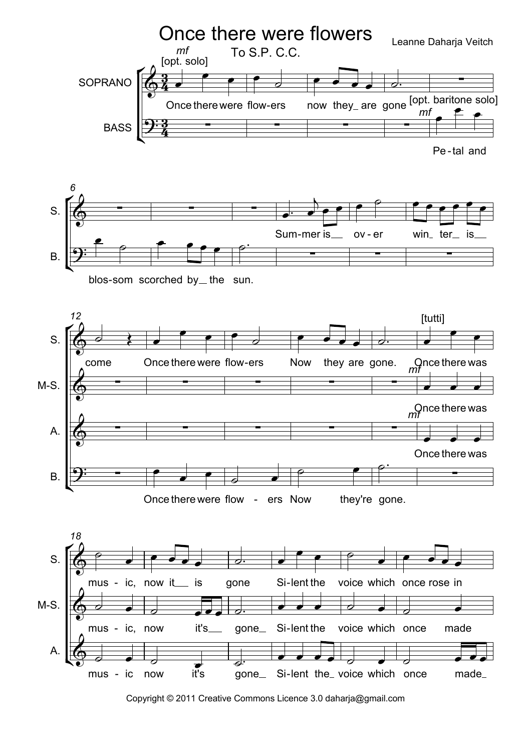# Once there were flowers

To S.P. C.C.

Leanne Daharja Veitch

Copyright © 2011 Creative Commons Licence 3.0 daharja@gmail.com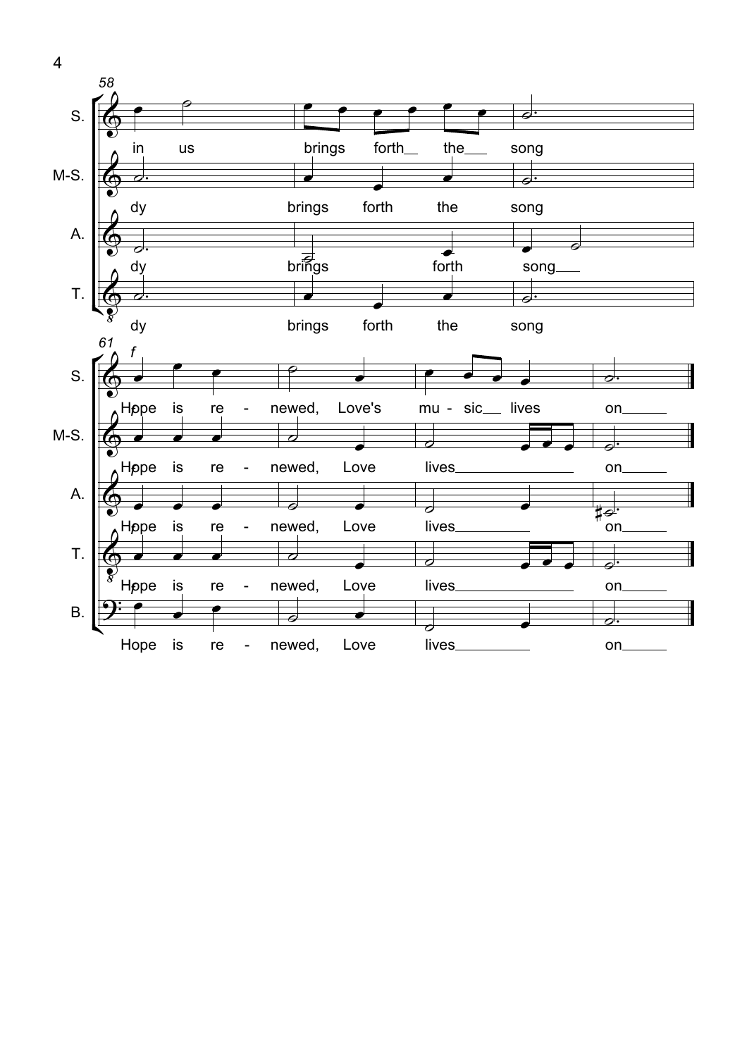58

S. in us brings forth the song

M-S. dy brings forth the song

A. dy brings forth song

T. dy brings forth the song

61

*f*

S. Hope is re - newed, Love's mu - sic lives on

M-S. Hope is re - newed, Love lives on

A. Hope is re - newed, Love lives on

T. Hope is re - newed, Love lives on

B. Hope is re - newed, Love lives on